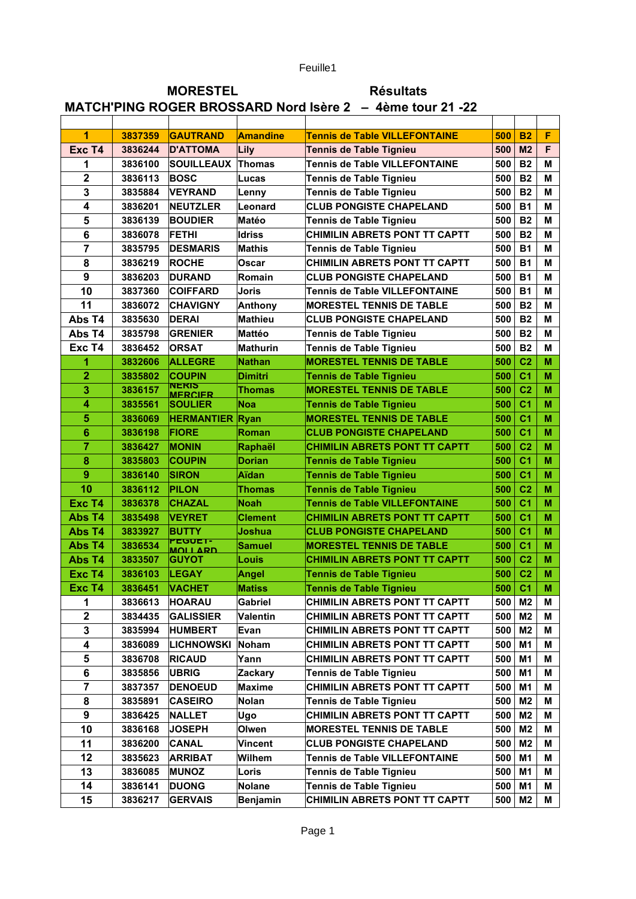# MORESTEL Résultats

## MATCH'PING ROGER BROSSARD Nord Isère 2 – 4ème tour 21 -22

| | | | | | | | |
|---|---|---|---|---|---|---|---|
| 1 | 3837359 | GAUTRAND | Amandine | Tennis de Table VILLEFONTAINE | 500 | B2 | F |
| Exc T4 | 3836244 | D'ATTOMA | Lily | Tennis de Table Tignieu | 500 | M2 | F |
| 1 | 3836100 | SOUILLEAUX | Thomas | Tennis de Table VILLEFONTAINE | 500 | B2 | M |
| 2 | 3836113 | BOSC | Lucas | Tennis de Table Tignieu | 500 | B2 | M |
| 3 | 3835884 | VEYRAND | Lenny | Tennis de Table Tignieu | 500 | B2 | M |
| 4 | 3836201 | NEUTZLER | Leonard | CLUB PONGISTE CHAPELAND | 500 | B1 | M |
| 5 | 3836139 | BOUDIER | Matéo | Tennis de Table Tignieu | 500 | B2 | M |
| 6 | 3836078 | FETHI | Idriss | CHIMILIN ABRETS PONT TT CAPTT | 500 | B2 | M |
| 7 | 3835795 | DESMARIS | Mathis | Tennis de Table Tignieu | 500 | B1 | M |
| 8 | 3836219 | ROCHE | Oscar | CHIMILIN ABRETS PONT TT CAPTT | 500 | B1 | M |
| 9 | 3836203 | DURAND | Romain | CLUB PONGISTE CHAPELAND | 500 | B1 | M |
| 10 | 3837360 | COIFFARD | Joris | Tennis de Table VILLEFONTAINE | 500 | B1 | M |
| 11 | 3836072 | CHAVIGNY | Anthony | MORESTEL TENNIS DE TABLE | 500 | B2 | M |
| Abs T4 | 3835630 | DERAI | Mathieu | CLUB PONGISTE CHAPELAND | 500 | B2 | M |
| Abs T4 | 3835798 | GRENIER | Mattéo | Tennis de Table Tignieu | 500 | B2 | M |
| Exc T4 | 3836452 | ORSAT | Mathurin | Tennis de Table Tignieu | 500 | B2 | M |
| 1 | 3832606 | ALLEGRE | Nathan | MORESTEL TENNIS DE TABLE | 500 | C2 | M |
| 2 | 3835802 | COUPIN | Dimitri | Tennis de Table Tignieu | 500 | C1 | M |
| 3 | 3836157 | NERIS MERCIER | Thomas | MORESTEL TENNIS DE TABLE | 500 | C2 | M |
| 4 | 3835561 | SOULIER | Noa | Tennis de Table Tignieu | 500 | C1 | M |
| 5 | 3836069 | HERMANTIER | Ryan | MORESTEL TENNIS DE TABLE | 500 | C1 | M |
| 6 | 3836198 | FIORE | Roman | CLUB PONGISTE CHAPELAND | 500 | C1 | M |
| 7 | 3836427 | MONIN | Raphaël | CHIMILIN ABRETS PONT TT CAPTT | 500 | C2 | M |
| 8 | 3835803 | COUPIN | Dorian | Tennis de Table Tignieu | 500 | C1 | M |
| 9 | 3836140 | SIRON | Aïdan | Tennis de Table Tignieu | 500 | C1 | M |
| 10 | 3836112 | PILON | Thomas | Tennis de Table Tignieu | 500 | C2 | M |
| Exc T4 | 3836378 | CHAZAL | Noah | Tennis de Table VILLEFONTAINE | 500 | C1 | M |
| Abs T4 | 3835498 | VEYRET | Clement | CHIMILIN ABRETS PONT TT CAPTT | 500 | C1 | M |
| Abs T4 | 3833927 | BUTTY | Joshua | CLUB PONGISTE CHAPELAND | 500 | C1 | M |
| Abs T4 | 3836534 | PEGUET-MOLLARD | Samuel | MORESTEL TENNIS DE TABLE | 500 | C1 | M |
| Abs T4 | 3833507 | GUYOT | Louis | CHIMILIN ABRETS PONT TT CAPTT | 500 | C2 | M |
| Exc T4 | 3836103 | LEGAY | Angel | Tennis de Table Tignieu | 500 | C2 | M |
| Exc T4 | 3836451 | VACHET | Matiss | Tennis de Table Tignieu | 500 | C1 | M |
| 1 | 3836613 | HOARAU | Gabriel | CHIMILIN ABRETS PONT TT CAPTT | 500 | M2 | M |
| 2 | 3834435 | GALISSIER | Valentin | CHIMILIN ABRETS PONT TT CAPTT | 500 | M2 | M |
| 3 | 3835994 | HUMBERT | Evan | CHIMILIN ABRETS PONT TT CAPTT | 500 | M2 | M |
| 4 | 3836089 | LICHNOWSKI | Noham | CHIMILIN ABRETS PONT TT CAPTT | 500 | M1 | M |
| 5 | 3836708 | RICAUD | Yann | CHIMILIN ABRETS PONT TT CAPTT | 500 | M1 | M |
| 6 | 3835856 | UBRIG | Zackary | Tennis de Table Tignieu | 500 | M1 | M |
| 7 | 3837357 | DENOEUD | Maxime | CHIMILIN ABRETS PONT TT CAPTT | 500 | M1 | M |
| 8 | 3835891 | CASEIRO | Nolan | Tennis de Table Tignieu | 500 | M2 | M |
| 9 | 3836425 | NALLET | Ugo | CHIMILIN ABRETS PONT TT CAPTT | 500 | M2 | M |
| 10 | 3836168 | JOSEPH | Olwen | MORESTEL TENNIS DE TABLE | 500 | M2 | M |
| 11 | 3836200 | CANAL | Vincent | CLUB PONGISTE CHAPELAND | 500 | M2 | M |
| 12 | 3835623 | ARRIBAT | Wilhem | Tennis de Table VILLEFONTAINE | 500 | M1 | M |
| 13 | 3836085 | MUNOZ | Loris | Tennis de Table Tignieu | 500 | M1 | M |
| 14 | 3836141 | DUONG | Nolane | Tennis de Table Tignieu | 500 | M1 | M |
| 15 | 3836217 | GERVAIS | Benjamin | CHIMILIN ABRETS PONT TT CAPTT | 500 | M2 | M |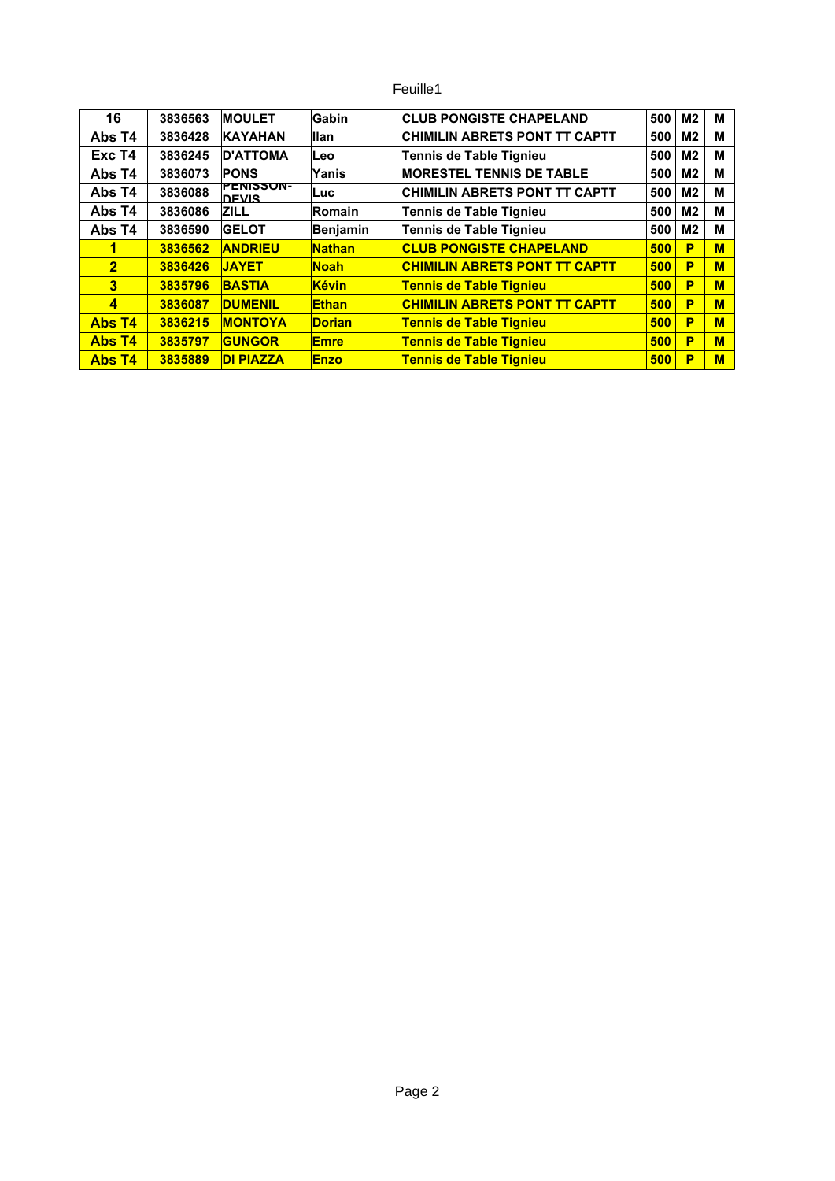| | | | | | | | |
|---|---|---|---|---|---|---|---|
| 16 | 3836563 | MOULET | Gabin | CLUB PONGISTE CHAPELAND | 500 | M2 | M |
| Abs T4 | 3836428 | KAYAHAN | Ilan | CHIMILIN ABRETS PONT TT CAPTT | 500 | M2 | M |
| Exc T4 | 3836245 | D'ATTOMA | Leo | Tennis de Table Tignieu | 500 | M2 | M |
| Abs T4 | 3836073 | PONS | Yanis | MORESTEL TENNIS DE TABLE | 500 | M2 | M |
| Abs T4 | 3836088 | PENISSON-DEVIS | Luc | CHIMILIN ABRETS PONT TT CAPTT | 500 | M2 | M |
| Abs T4 | 3836086 | ZILL | Romain | Tennis de Table Tignieu | 500 | M2 | M |
| Abs T4 | 3836590 | GELOT | Benjamin | Tennis de Table Tignieu | 500 | M2 | M |
| 1 | 3836562 | ANDRIEU | Nathan | CLUB PONGISTE CHAPELAND | 500 | P | M |
| 2 | 3836426 | JAYET | Noah | CHIMILIN ABRETS PONT TT CAPTT | 500 | P | M |
| 3 | 3835796 | BASTIA | Kévin | Tennis de Table Tignieu | 500 | P | M |
| 4 | 3836087 | DUMENIL | Ethan | CHIMILIN ABRETS PONT TT CAPTT | 500 | P | M |
| Abs T4 | 3836215 | MONTOYA | Dorian | Tennis de Table Tignieu | 500 | P | M |
| Abs T4 | 3835797 | GUNGOR | Emre | Tennis de Table Tignieu | 500 | P | M |
| Abs T4 | 3835889 | DI PIAZZA | Enzo | Tennis de Table Tignieu | 500 | P | M |